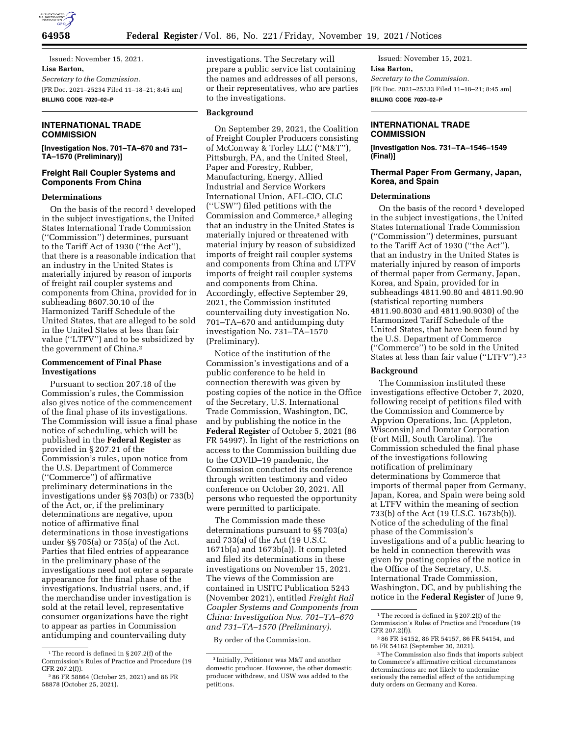Issued: November 15, 2021.

**Lisa Barton,**

*Secretary to the Commission.*

[FR Doc. 2021–25234 Filed 11–18–21; 8:45 am]

**BILLING CODE 7020–02–P**

## INTERNATIONAL TRADE COMMISSION

**[Investigation Nos. 701–TA–670 and 731–TA–1570 (Preliminary)]**

## Freight Rail Coupler Systems and Components From China

### Determinations

On the basis of the record[1] developed in the subject investigations, the United States International Trade Commission ("Commission") determines, pursuant to the Tariff Act of 1930 ("the Act"), that there is a reasonable indication that an industry in the United States is materially injured by reason of imports of freight rail coupler systems and components from China, provided for in subheading 8607.30.10 of the Harmonized Tariff Schedule of the United States, that are alleged to be sold in the United States at less than fair value ("LTFV") and to be subsidized by the government of China.[2]

### Commencement of Final Phase Investigations

Pursuant to section 207.18 of the Commission's rules, the Commission also gives notice of the commencement of the final phase of its investigations. The Commission will issue a final phase notice of scheduling, which will be published in the **Federal Register** as provided in § 207.21 of the Commission's rules, upon notice from the U.S. Department of Commerce ("Commerce") of affirmative preliminary determinations in the investigations under §§ 703(b) or 733(b) of the Act, or, if the preliminary determinations are negative, upon notice of affirmative final determinations in those investigations under §§ 705(a) or 735(a) of the Act. Parties that filed entries of appearance in the preliminary phase of the investigations need not enter a separate appearance for the final phase of the investigations. Industrial users, and, if the merchandise under investigation is sold at the retail level, representative consumer organizations have the right to appear as parties in Commission antidumping and countervailing duty investigations. The Secretary will prepare a public service list containing the names and addresses of all persons, or their representatives, who are parties to the investigations.

### Background

On September 29, 2021, the Coalition of Freight Coupler Producers consisting of McConway & Torley LLC ("M&T"), Pittsburgh, PA, and the United Steel, Paper and Forestry, Rubber, Manufacturing, Energy, Allied Industrial and Service Workers International Union, AFL-CIO, CLC ("USW") filed petitions with the Commission and Commerce,[3] alleging that an industry in the United States is materially injured or threatened with material injury by reason of subsidized imports of freight rail coupler systems and components from China and LTFV imports of freight rail coupler systems and components from China. Accordingly, effective September 29, 2021, the Commission instituted countervailing duty investigation No. 701–TA–670 and antidumping duty investigation No. 731–TA–1570 (Preliminary).

Notice of the institution of the Commission's investigations and of a public conference to be held in connection therewith was given by posting copies of the notice in the Office of the Secretary, U.S. International Trade Commission, Washington, DC, and by publishing the notice in the **Federal Register** of October 5, 2021 (86 FR 54997). In light of the restrictions on access to the Commission building due to the COVID–19 pandemic, the Commission conducted its conference through written testimony and video conference on October 20, 2021. All persons who requested the opportunity were permitted to participate.

The Commission made these determinations pursuant to §§ 703(a) and 733(a) of the Act (19 U.S.C. 1671b(a) and 1673b(a)). It completed and filed its determinations in these investigations on November 15, 2021. The views of the Commission are contained in USITC Publication 5243 (November 2021), entitled *Freight Rail Coupler Systems and Components from China: Investigation Nos. 701–TA–670 and 731–TA–1570 (Preliminary).*

By order of the Commission.

Issued: November 15, 2021.

**Lisa Barton,**

*Secretary to the Commission.*

[FR Doc. 2021–25233 Filed 11–18–21; 8:45 am]

**BILLING CODE 7020–02–P**

[1] The record is defined in § 207.2(f) of the Commission's Rules of Practice and Procedure (19 CFR 207.2(f)).

[2] 86 FR 58864 (October 25, 2021) and 86 FR 58878 (October 25, 2021).

[3] Initially, Petitioner was M&T and another domestic producer. However, the other domestic producer withdrew, and USW was added to the petitions.

## INTERNATIONAL TRADE COMMISSION

**[Investigation Nos. 731–TA–1546–1549 (Final)]**

## Thermal Paper From Germany, Japan, Korea, and Spain

### Determinations

On the basis of the record[1] developed in the subject investigations, the United States International Trade Commission ("Commission") determines, pursuant to the Tariff Act of 1930 ("the Act"), that an industry in the United States is materially injured by reason of imports of thermal paper from Germany, Japan, Korea, and Spain, provided for in subheadings 4811.90.80 and 4811.90.90 (statistical reporting numbers 4811.90.8030 and 4811.90.9030) of the Harmonized Tariff Schedule of the United States, that have been found by the U.S. Department of Commerce ("Commerce") to be sold in the United States at less than fair value ("LTFV").[2] [3]

### Background

The Commission instituted these investigations effective October 7, 2020, following receipt of petitions filed with the Commission and Commerce by Appvion Operations, Inc. (Appleton, Wisconsin) and Domtar Corporation (Fort Mill, South Carolina). The Commission scheduled the final phase of the investigations following notification of preliminary determinations by Commerce that imports of thermal paper from Germany, Japan, Korea, and Spain were being sold at LTFV within the meaning of section 733(b) of the Act (19 U.S.C. 1673b(b)). Notice of the scheduling of the final phase of the Commission's investigations and of a public hearing to be held in connection therewith was given by posting copies of the notice in the Office of the Secretary, U.S. International Trade Commission, Washington, DC, and by publishing the notice in the **Federal Register** of June 9,

[1] The record is defined in § 207.2(f) of the Commission's Rules of Practice and Procedure (19 CFR 207.2(f)).

[2] 86 FR 54152, 86 FR 54157, 86 FR 54154, and 86 FR 54162 (September 30, 2021).

[3] The Commission also finds that imports subject to Commerce's affirmative critical circumstances determinations are not likely to undermine seriously the remedial effect of the antidumping duty orders on Germany and Korea.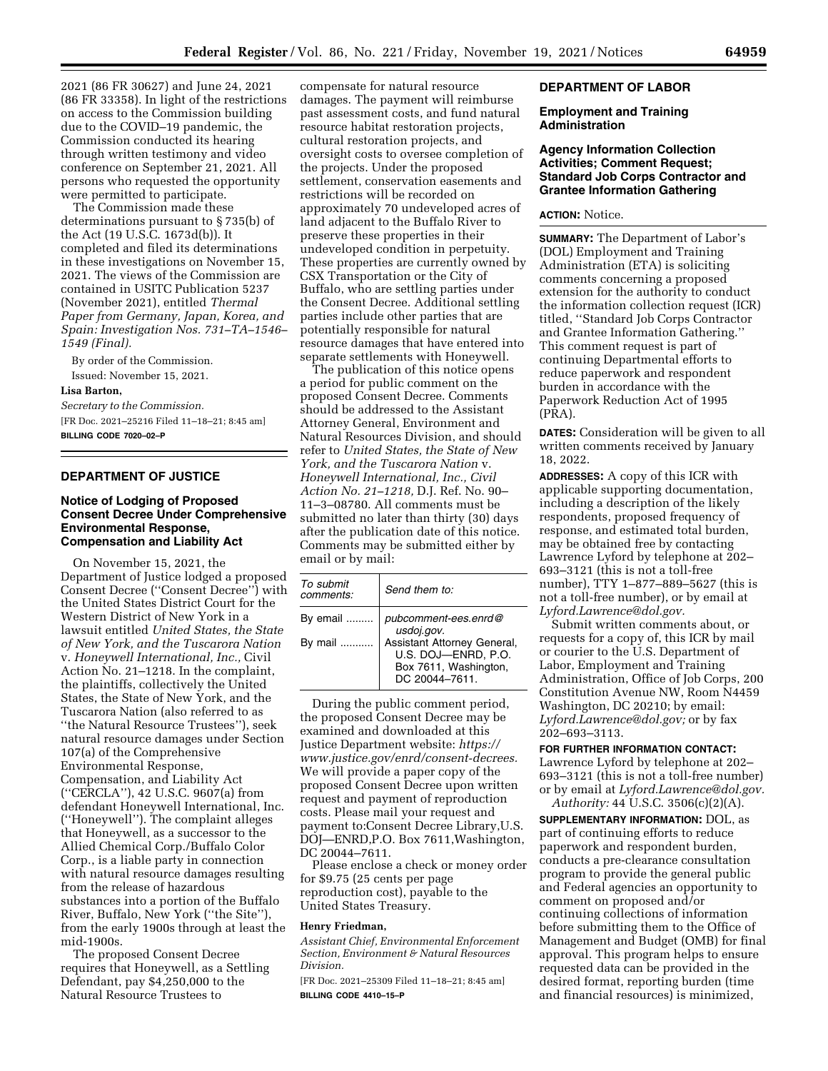2021 (86 FR 30627) and June 24, 2021 (86 FR 33358). In light of the restrictions on access to the Commission building due to the COVID–19 pandemic, the Commission conducted its hearing through written testimony and video conference on September 21, 2021. All persons who requested the opportunity were permitted to participate.

The Commission made these determinations pursuant to § 735(b) of the Act (19 U.S.C. 1673d(b)). It completed and filed its determinations in these investigations on November 15, 2021. The views of the Commission are contained in USITC Publication 5237 (November 2021), entitled *Thermal Paper from Germany, Japan, Korea, and Spain: Investigation Nos. 731–TA–1546–1549 (Final).*

By order of the Commission.

Issued: November 15, 2021.

**Lisa Barton,**

*Secretary to the Commission.*

[FR Doc. 2021–25216 Filed 11–18–21; 8:45 am]

**BILLING CODE 7020–02–P**

## DEPARTMENT OF JUSTICE

### Notice of Lodging of Proposed Consent Decree Under Comprehensive Environmental Response, Compensation and Liability Act

On November 15, 2021, the Department of Justice lodged a proposed Consent Decree (''Consent Decree'') with the United States District Court for the Western District of New York in a lawsuit entitled *United States, the State of New York, and the Tuscarora Nation* v. *Honeywell International, Inc.,* Civil Action No. 21–1218. In the complaint, the plaintiffs, collectively the United States, the State of New York, and the Tuscarora Nation (also referred to as ''the Natural Resource Trustees''), seek natural resource damages under Section 107(a) of the Comprehensive Environmental Response, Compensation, and Liability Act (''CERCLA''), 42 U.S.C. 9607(a) from defendant Honeywell International, Inc. (''Honeywell''). The complaint alleges that Honeywell, as a successor to the Allied Chemical Corp./Buffalo Color Corp., is a liable party in connection with natural resource damages resulting from the release of hazardous substances into a portion of the Buffalo River, Buffalo, New York (''the Site''), from the early 1900s through at least the mid-1900s.

The proposed Consent Decree requires that Honeywell, as a Settling Defendant, pay $4,250,000 to the Natural Resource Trustees to compensate for natural resource damages. The payment will reimburse past assessment costs, and fund natural resource habitat restoration projects, cultural restoration projects, and oversight costs to oversee completion of the projects. Under the proposed settlement, conservation easements and restrictions will be recorded on approximately 70 undeveloped acres of land adjacent to the Buffalo River to preserve these properties in their undeveloped condition in perpetuity. These properties are currently owned by CSX Transportation or the City of Buffalo, who are settling parties under the Consent Decree. Additional settling parties include other parties that are potentially responsible for natural resource damages that have entered into separate settlements with Honeywell.

The publication of this notice opens a period for public comment on the proposed Consent Decree. Comments should be addressed to the Assistant Attorney General, Environment and Natural Resources Division, and should refer to *United States, the State of New York, and the Tuscarora Nation* v. *Honeywell International, Inc., Civil Action No. 21–1218,* D.J. Ref. No. 90–11–3–08780. All comments must be submitted no later than thirty (30) days after the publication date of this notice. Comments may be submitted either by email or by mail:

| *To submit comments:* | *Send them to:* |
|---|---|
| By email ......... | *pubcomment-ees.enrd@usdoj.gov.* |
| By mail ........... | Assistant Attorney General, U.S. DOJ—ENRD, P.O. Box 7611, Washington, DC 20044–7611. |

During the public comment period, the proposed Consent Decree may be examined and downloaded at this Justice Department website: *https://www.justice.gov/enrd/consent-decrees.* We will provide a paper copy of the proposed Consent Decree upon written request and payment of reproduction costs. Please mail your request and payment to:Consent Decree Library,U.S. DOJ—ENRD,P.O. Box 7611,Washington, DC 20044–7611.

Please enclose a check or money order for $9.75 (25 cents per page reproduction cost), payable to the United States Treasury.

**Henry Friedman,**

*Assistant Chief, Environmental Enforcement Section, Environment & Natural Resources Division.*

[FR Doc. 2021–25309 Filed 11–18–21; 8:45 am]

**BILLING CODE 4410–15–P**

## DEPARTMENT OF LABOR

### Employment and Training Administration

### Agency Information Collection Activities; Comment Request; Standard Job Corps Contractor and Grantee Information Gathering

**ACTION:** Notice.

**SUMMARY:** The Department of Labor's (DOL) Employment and Training Administration (ETA) is soliciting comments concerning a proposed extension for the authority to conduct the information collection request (ICR) titled, ''Standard Job Corps Contractor and Grantee Information Gathering.'' This comment request is part of continuing Departmental efforts to reduce paperwork and respondent burden in accordance with the Paperwork Reduction Act of 1995 (PRA).

**DATES:** Consideration will be given to all written comments received by January 18, 2022.

**ADDRESSES:** A copy of this ICR with applicable supporting documentation, including a description of the likely respondents, proposed frequency of response, and estimated total burden, may be obtained free by contacting Lawrence Lyford by telephone at 202–693–3121 (this is not a toll-free number), TTY 1–877–889–5627 (this is not a toll-free number), or by email at *Lyford.Lawrence@dol.gov.*

Submit written comments about, or requests for a copy of, this ICR by mail or courier to the U.S. Department of Labor, Employment and Training Administration, Office of Job Corps, 200 Constitution Avenue NW, Room N4459 Washington, DC 20210; by email: *Lyford.Lawrence@dol.gov;* or by fax 202–693–3113.

**FOR FURTHER INFORMATION CONTACT:** Lawrence Lyford by telephone at 202–693–3121 (this is not a toll-free number) or by email at *Lyford.Lawrence@dol.gov.*

*Authority:* 44 U.S.C. 3506(c)(2)(A).

**SUPPLEMENTARY INFORMATION:** DOL, as part of continuing efforts to reduce paperwork and respondent burden, conducts a pre-clearance consultation program to provide the general public and Federal agencies an opportunity to comment on proposed and/or continuing collections of information before submitting them to the Office of Management and Budget (OMB) for final approval. This program helps to ensure requested data can be provided in the desired format, reporting burden (time and financial resources) is minimized,